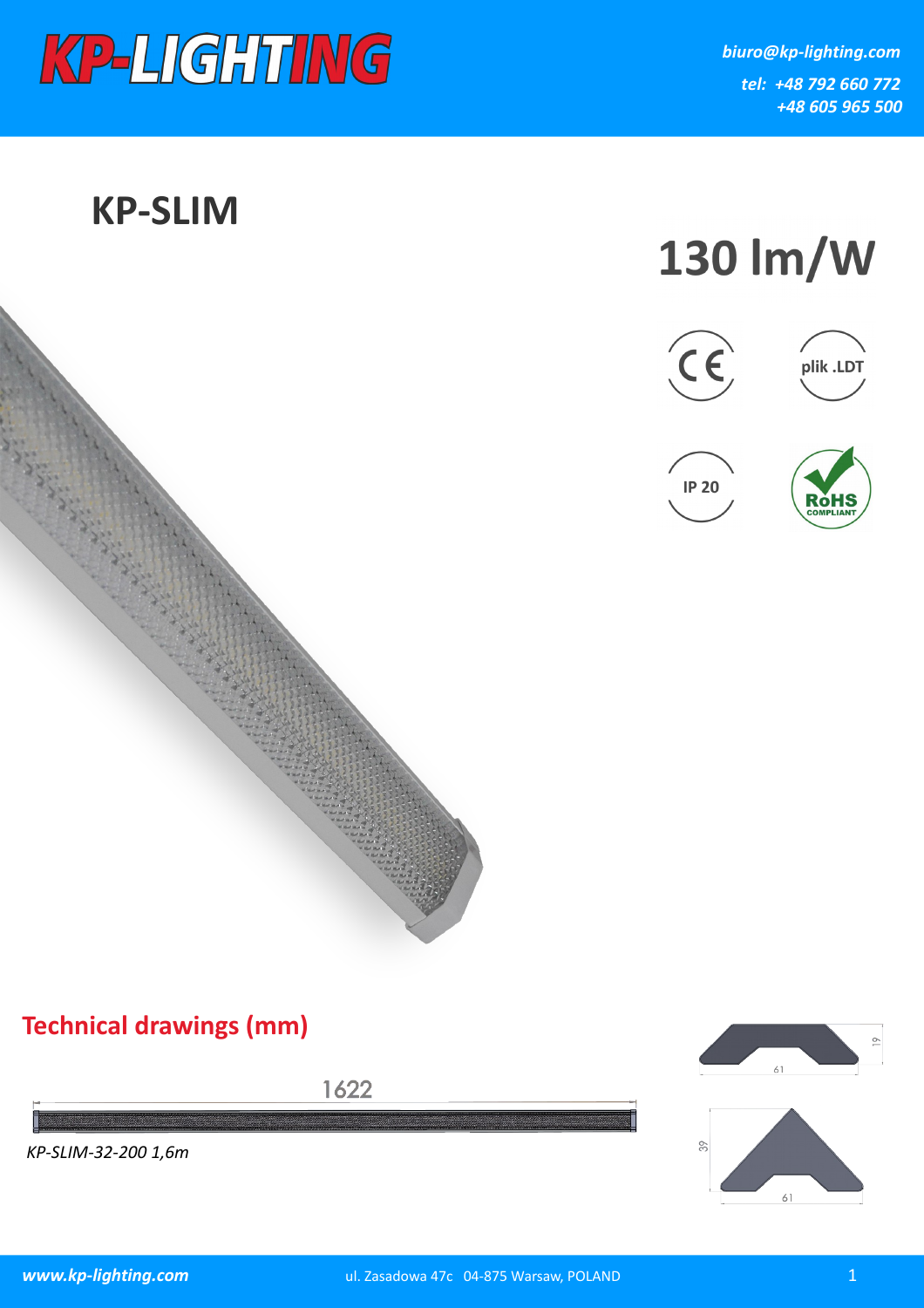# KP-LIGHTING

*biuro@kp-lighting.com*

*tel: +48 792 660 772*
*+48 605 965 500*

## KP-SLIM

# 130 lm/W

CE

plik .LDT

IP 20

RoHS COMPLIANT

## Technical drawings (mm)

1622

*KP-SLIM-32-200 1,6m*

61

19

39

61

***www.kp-lighting.com***

ul. Zasadowa 47c 04-875 Warsaw, POLAND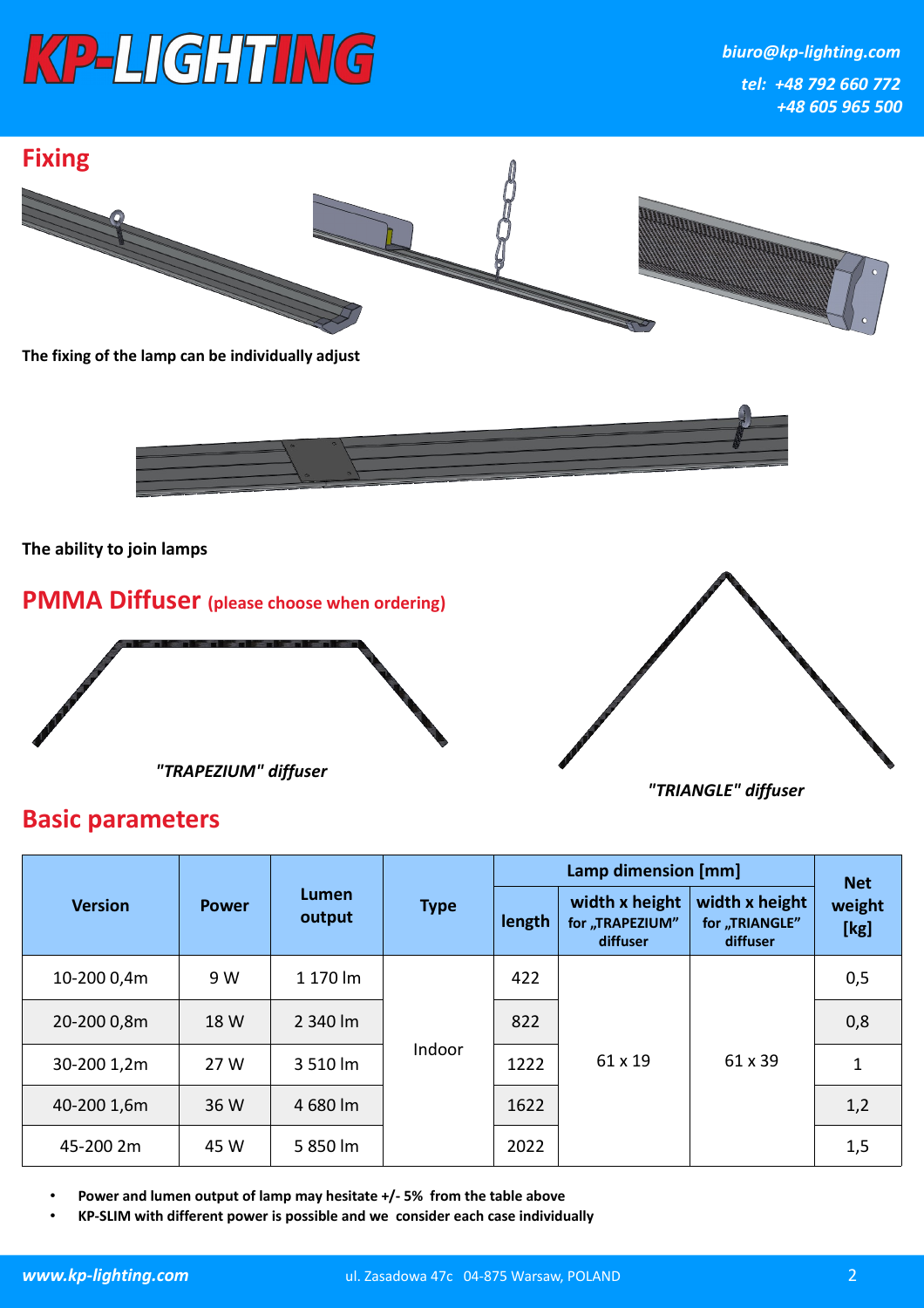## Fixing

**The fixing of the lamp can be individually adjust**

**The ability to join lamps**

## PMMA Diffuser (please choose when ordering)

*"TRAPEZIUM" diffuser*

*"TRIANGLE" diffuser*

## Basic parameters

| Version | Power | Lumen output | Type | Lamp dimension [mm] | | | Net weight [kg] |
|---|---|---|---|---|---|---|---|
| | | | | length | width x height for „TRAPEZIUM" diffuser | width x height for „TRIANGLE" diffuser | |
| 10-200 0,4m | 9 W | 1 170 lm | Indoor | 422 | 61 x 19 | 61 x 39 | 0,5 |
| 20-200 0,8m | 18 W | 2 340 lm | | 822 | | | 0,8 |
| 30-200 1,2m | 27 W | 3 510 lm | | 1222 | | | 1 |
| 40-200 1,6m | 36 W | 4 680 lm | | 1622 | | | 1,2 |
| 45-200 2m | 45 W | 5 850 lm | | 2022 | | | 1,5 |

- **Power and lumen output of lamp may hesitate +/- 5% from the table above**
- **KP-SLIM with different power is possible and we consider each case individually**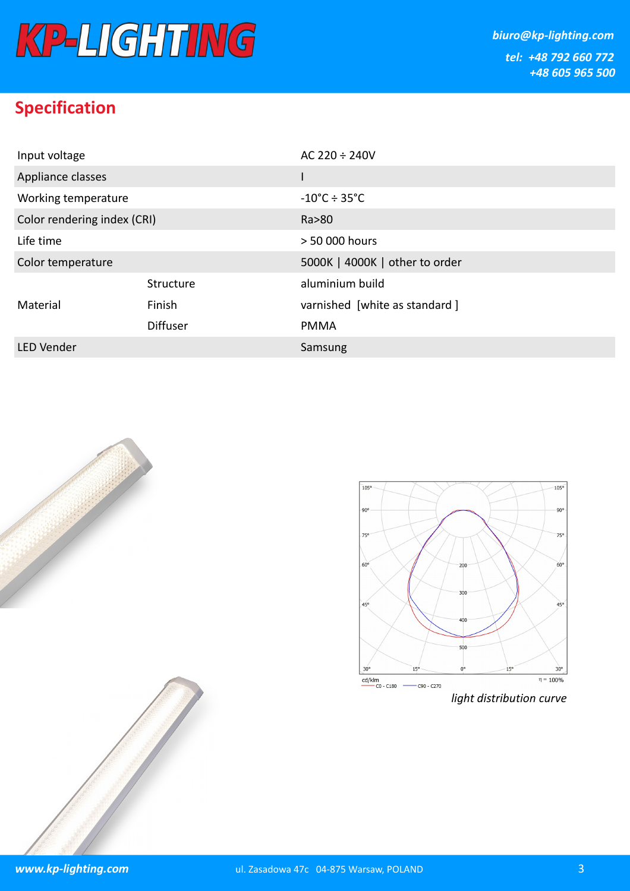## Specification

| | | |
|---|---|---|
| Input voltage | | AC 220 ÷ 240V |
| Appliance classes | | I |
| Working temperature | | -10°C ÷ 35°C |
| Color rendering index (CRI) | | Ra>80 |
| Life time | | > 50 000 hours |
| Color temperature | | 5000K \| 4000K \| other to order |
| Material | Structure | aluminium build |
| | Finish | varnished [white as standard ] |
| | Diffuser | PMMA |
| LED Vender | | Samsung |

105° 105°
90° 90°
75° 75°
60° 200 60°
300
45° 45°
400
500
30° 15° 0° 15° 30°
cd/klm η = 100%
C0 - C180 C90 - C270

*light distribution curve*